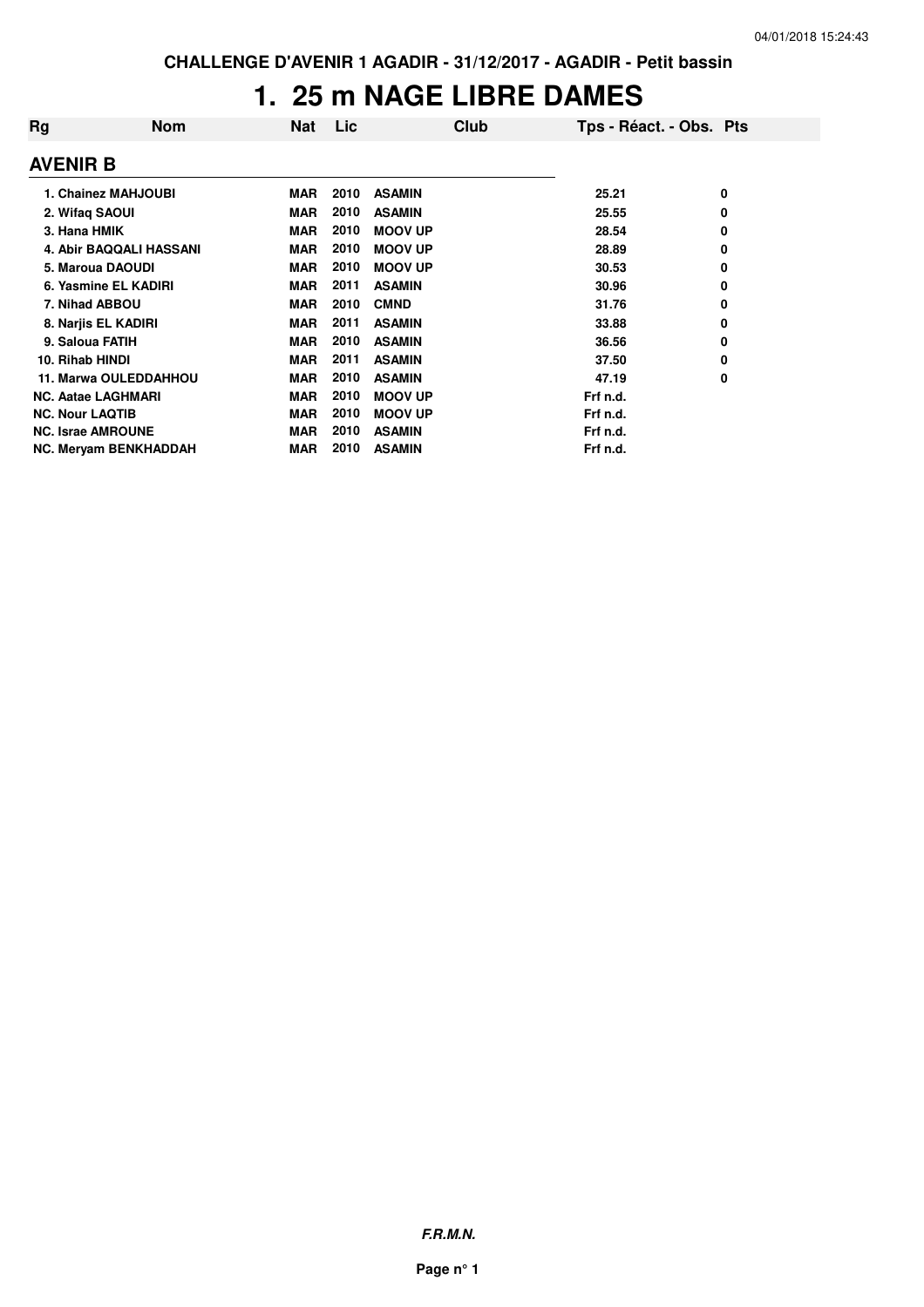**CHALLENGE D'AVENIR 1 AGADIR - 31/12/2017 - AGADIR - Petit bassin**

# 1. 25 m NAGE LIBRE DAMES

| Rg | Nom | Nat | Lic | Club | Tps - Réact. - Obs. | Pts |
|---|---|---|---|---|---|---|
| **AVENIR B** | | | | | | |
| 1. | Chainez MAHJOUBI | MAR | 2010 | ASAMIN | 25.21 | 0 |
| 2. | Wifaq SAOUI | MAR | 2010 | ASAMIN | 25.55 | 0 |
| 3. | Hana HMIK | MAR | 2010 | MOOV UP | 28.54 | 0 |
| 4. | Abir BAQQALI HASSANI | MAR | 2010 | MOOV UP | 28.89 | 0 |
| 5. | Maroua DAOUDI | MAR | 2010 | MOOV UP | 30.53 | 0 |
| 6. | Yasmine EL KADIRI | MAR | 2011 | ASAMIN | 30.96 | 0 |
| 7. | Nihad ABBOU | MAR | 2010 | CMND | 31.76 | 0 |
| 8. | Narjis EL KADIRI | MAR | 2011 | ASAMIN | 33.88 | 0 |
| 9. | Saloua FATIH | MAR | 2010 | ASAMIN | 36.56 | 0 |
| 10. | Rihab HINDI | MAR | 2011 | ASAMIN | 37.50 | 0 |
| 11. | Marwa OULEDDAHHOU | MAR | 2010 | ASAMIN | 47.19 | 0 |
| NC. | Aatae LAGHMARI | MAR | 2010 | MOOV UP | Frf n.d. | |
| NC. | Nour LAQTIB | MAR | 2010 | MOOV UP | Frf n.d. | |
| NC. | Israe AMROUNE | MAR | 2010 | ASAMIN | Frf n.d. | |
| NC. | Meryam BENKHADDAH | MAR | 2010 | ASAMIN | Frf n.d. | |

***F.R.M.N.***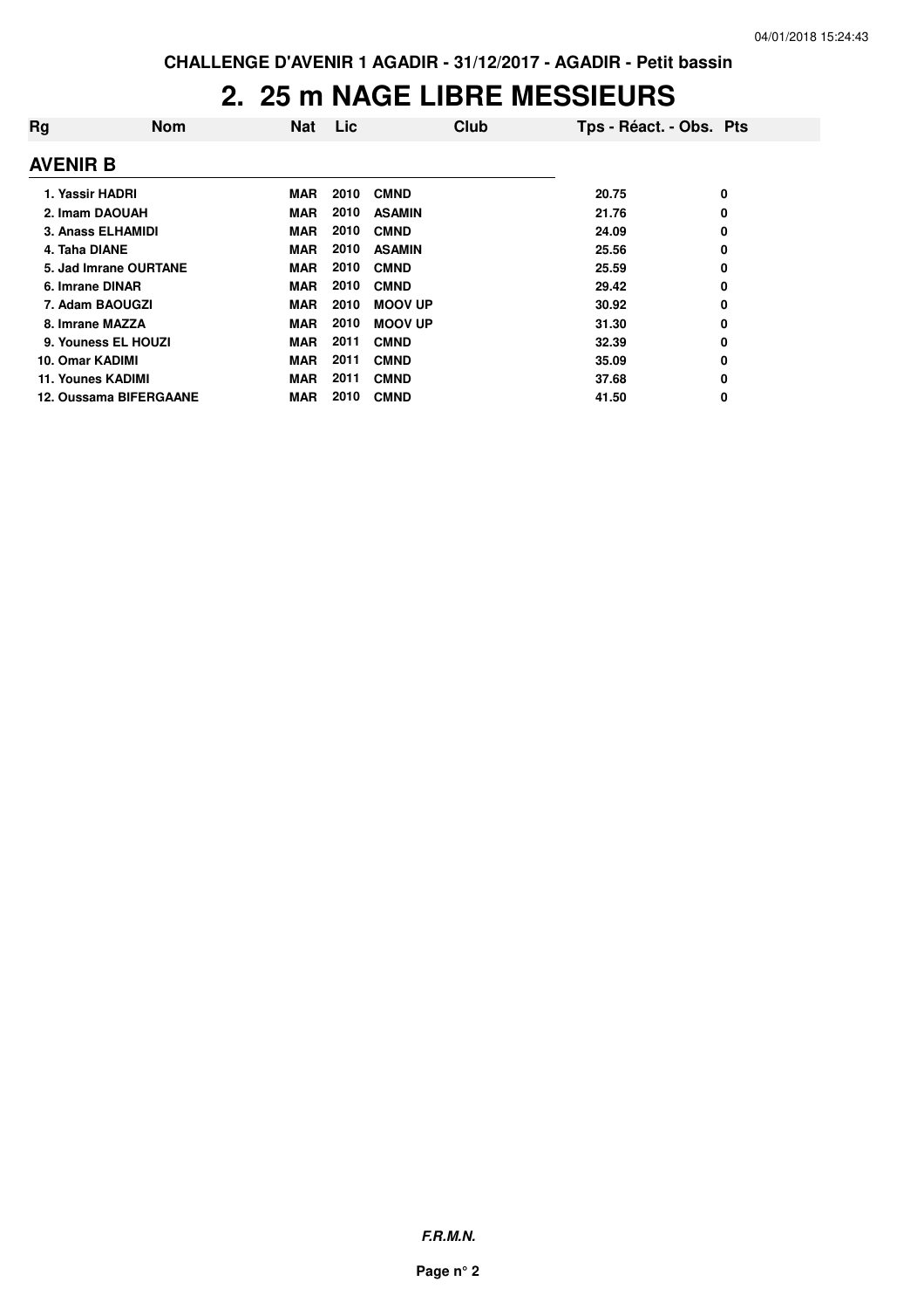CHALLENGE D'AVENIR 1 AGADIR - 31/12/2017 - AGADIR - Petit bassin

# 2. 25 m NAGE LIBRE MESSIEURS

## AVENIR B

| Rg | Nom | Nat | Lic | Club | Tps - Réact. - Obs. | Pts |
|---|---|---|---|---|---|---|
| 1. | Yassir HADRI | MAR | 2010 | CMND | 20.75 | 0 |
| 2. | Imam DAOUAH | MAR | 2010 | ASAMIN | 21.76 | 0 |
| 3. | Anass ELHAMIDI | MAR | 2010 | CMND | 24.09 | 0 |
| 4. | Taha DIANE | MAR | 2010 | ASAMIN | 25.56 | 0 |
| 5. | Jad Imrane OURTANE | MAR | 2010 | CMND | 25.59 | 0 |
| 6. | Imrane DINAR | MAR | 2010 | CMND | 29.42 | 0 |
| 7. | Adam BAOUGZI | MAR | 2010 | MOOV UP | 30.92 | 0 |
| 8. | Imrane MAZZA | MAR | 2010 | MOOV UP | 31.30 | 0 |
| 9. | Youness EL HOUZI | MAR | 2011 | CMND | 32.39 | 0 |
| 10. | Omar KADIMI | MAR | 2011 | CMND | 35.09 | 0 |
| 11. | Younes KADIMI | MAR | 2011 | CMND | 37.68 | 0 |
| 12. | Oussama BIFERGAANE | MAR | 2010 | CMND | 41.50 | 0 |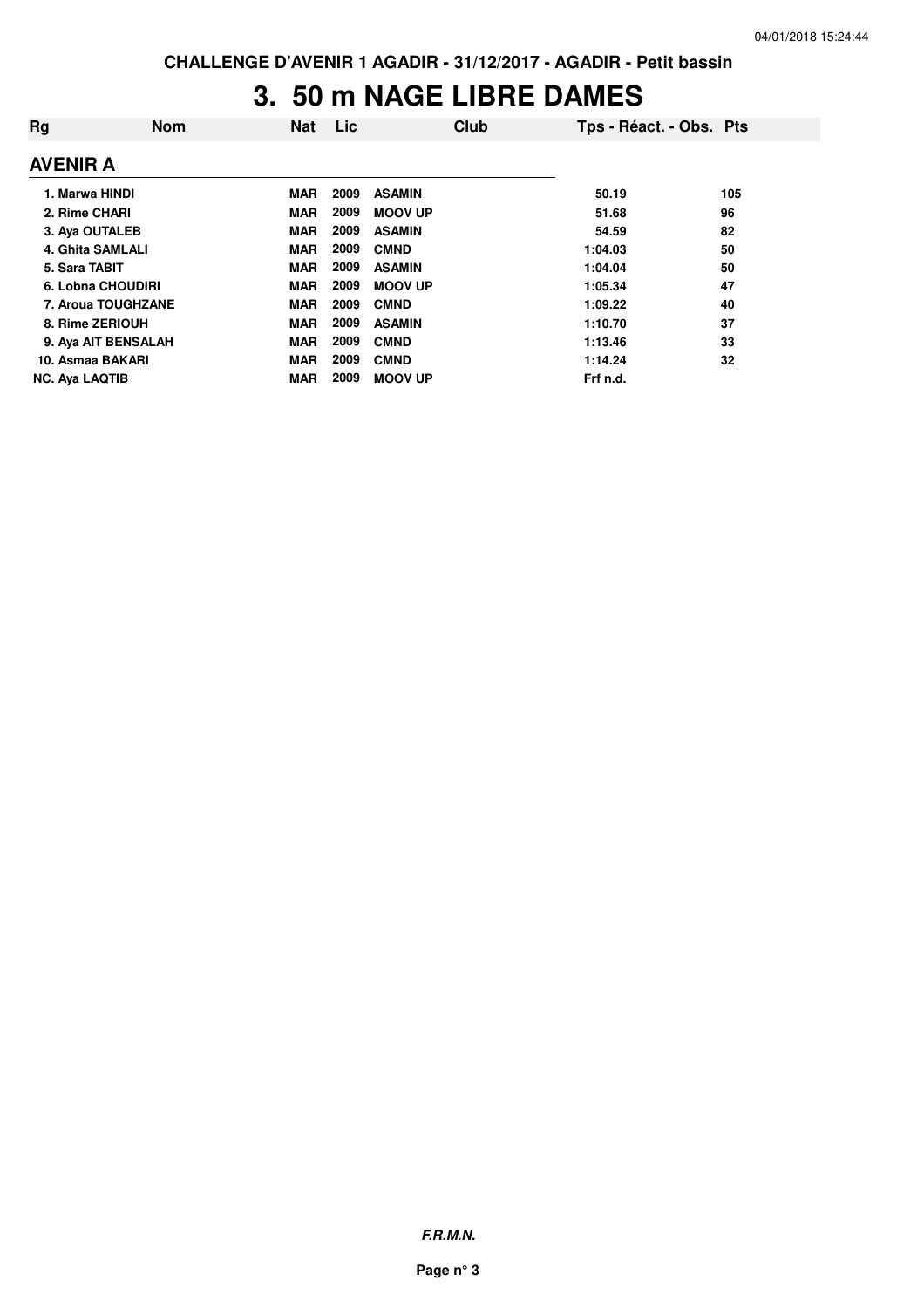**CHALLENGE D'AVENIR 1 AGADIR - 31/12/2017 - AGADIR - Petit bassin**

# 3. 50 m NAGE LIBRE DAMES

| Rg | Nom | Nat | Lic | Club | Tps - Réact. - Obs. | Pts |
|---|---|---|---|---|---|---|
| **AVENIR A** | | | | | | |
| 1. | Marwa HINDI | MAR | 2009 | ASAMIN | 50.19 | 105 |
| 2. | Rime CHARI | MAR | 2009 | MOOV UP | 51.68 | 96 |
| 3. | Aya OUTALEB | MAR | 2009 | ASAMIN | 54.59 | 82 |
| 4. | Ghita SAMLALI | MAR | 2009 | CMND | 1:04.03 | 50 |
| 5. | Sara TABIT | MAR | 2009 | ASAMIN | 1:04.04 | 50 |
| 6. | Lobna CHOUDIRI | MAR | 2009 | MOOV UP | 1:05.34 | 47 |
| 7. | Aroua TOUGHZANE | MAR | 2009 | CMND | 1:09.22 | 40 |
| 8. | Rime ZERIOUH | MAR | 2009 | ASAMIN | 1:10.70 | 37 |
| 9. | Aya AIT BENSALAH | MAR | 2009 | CMND | 1:13.46 | 33 |
| 10. | Asmaa BAKARI | MAR | 2009 | CMND | 1:14.24 | 32 |
| NC. | Aya LAQTIB | MAR | 2009 | MOOV UP | Frf n.d. | |

***F.R.M.N.***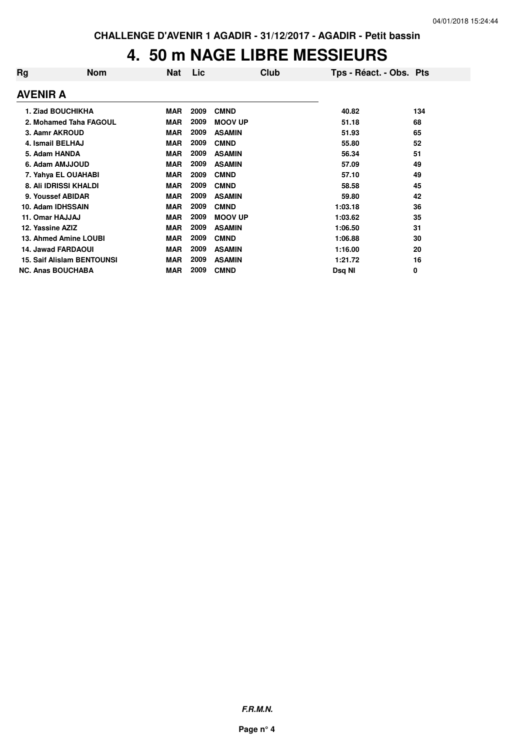**CHALLENGE D'AVENIR 1 AGADIR - 31/12/2017 - AGADIR - Petit bassin**

# 4. 50 m NAGE LIBRE MESSIEURS

## AVENIR A

| Rg | Nom | Nat | Lic | Club | Tps - Réact. - Obs. | Pts |
|---|---|---|---|---|---|---|
| 1. | Ziad BOUCHIKHA | MAR | 2009 | CMND | 40.82 | 134 |
| 2. | Mohamed Taha FAGOUL | MAR | 2009 | MOOV UP | 51.18 | 68 |
| 3. | Aamr AKROUD | MAR | 2009 | ASAMIN | 51.93 | 65 |
| 4. | Ismail BELHAJ | MAR | 2009 | CMND | 55.80 | 52 |
| 5. | Adam HANDA | MAR | 2009 | ASAMIN | 56.34 | 51 |
| 6. | Adam AMJJOUD | MAR | 2009 | ASAMIN | 57.09 | 49 |
| 7. | Yahya EL OUAHABI | MAR | 2009 | CMND | 57.10 | 49 |
| 8. | Ali IDRISSI KHALDI | MAR | 2009 | CMND | 58.58 | 45 |
| 9. | Youssef ABIDAR | MAR | 2009 | ASAMIN | 59.80 | 42 |
| 10. | Adam IDHSSAIN | MAR | 2009 | CMND | 1:03.18 | 36 |
| 11. | Omar HAJJAJ | MAR | 2009 | MOOV UP | 1:03.62 | 35 |
| 12. | Yassine AZIZ | MAR | 2009 | ASAMIN | 1:06.50 | 31 |
| 13. | Ahmed Amine LOUBI | MAR | 2009 | CMND | 1:06.88 | 30 |
| 14. | Jawad FARDAOUI | MAR | 2009 | ASAMIN | 1:16.00 | 20 |
| 15. | Saif Alislam BENTOUNSI | MAR | 2009 | ASAMIN | 1:21.72 | 16 |
| NC. | Anas BOUCHABA | MAR | 2009 | CMND | Dsq NI | 0 |

***F.R.M.N.***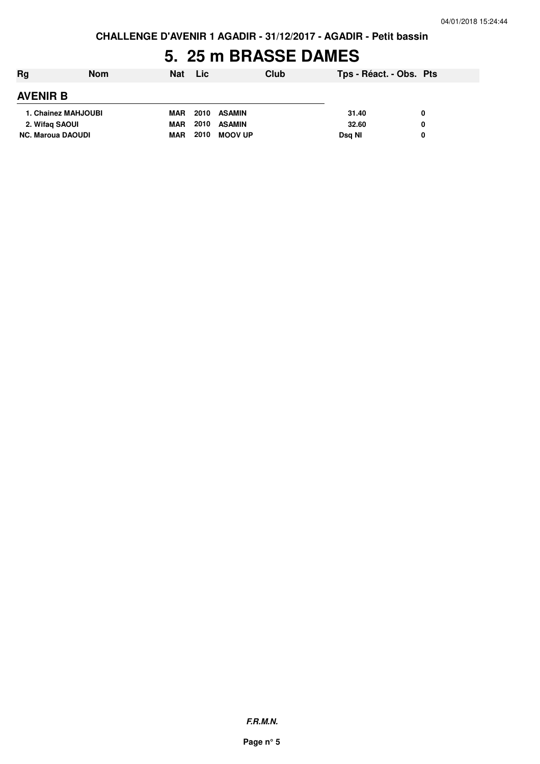**CHALLENGE D'AVENIR 1 AGADIR - 31/12/2017 - AGADIR - Petit bassin**

# 5. 25 m BRASSE DAMES

| Rg | Nom | Nat | Lic | Club | Tps - Réact. - Obs. | Pts |
|---|---|---|---|---|---|---|
| **AVENIR B** | | | | | | |
| 1. Chainez MAHJOUBI | | MAR | 2010 | ASAMIN | 31.40 | 0 |
| 2. Wifaq SAOUI | | MAR | 2010 | ASAMIN | 32.60 | 0 |
| NC. Maroua DAOUDI | | MAR | 2010 | MOOV UP | Dsq NI | 0 |

***F.R.M.N.***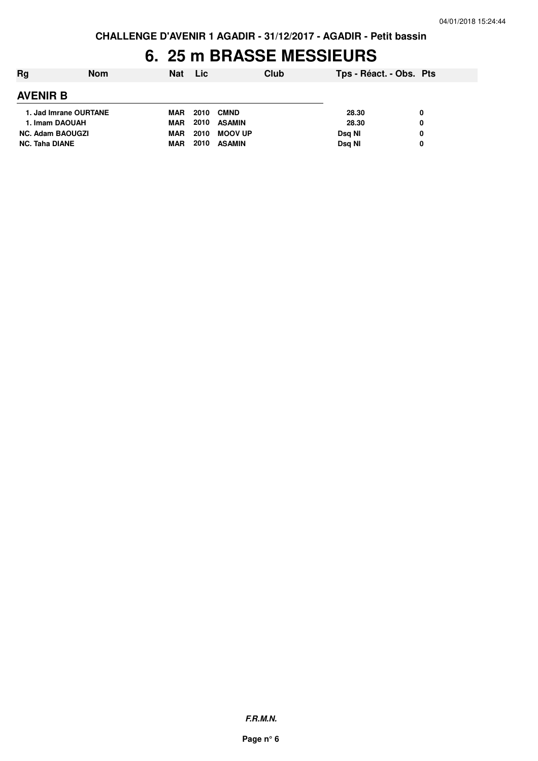CHALLENGE D'AVENIR 1 AGADIR - 31/12/2017 - AGADIR - Petit bassin

# 6. 25 m BRASSE MESSIEURS

| Rg | Nom | Nat | Lic | Club | Tps - Réact. - Obs. | Pts |
|---|---|---|---|---|---|---|
| **AVENIR B** | | | | | | |
| 1. | Jad Imrane OURTANE | MAR | 2010 | CMND | 28.30 | 0 |
| 1. | Imam DAOUAH | MAR | 2010 | ASAMIN | 28.30 | 0 |
| NC. | Adam BAOUGZI | MAR | 2010 | MOOV UP | Dsq NI | 0 |
| NC. | Taha DIANE | MAR | 2010 | ASAMIN | Dsq NI | 0 |

*F.R.M.N.*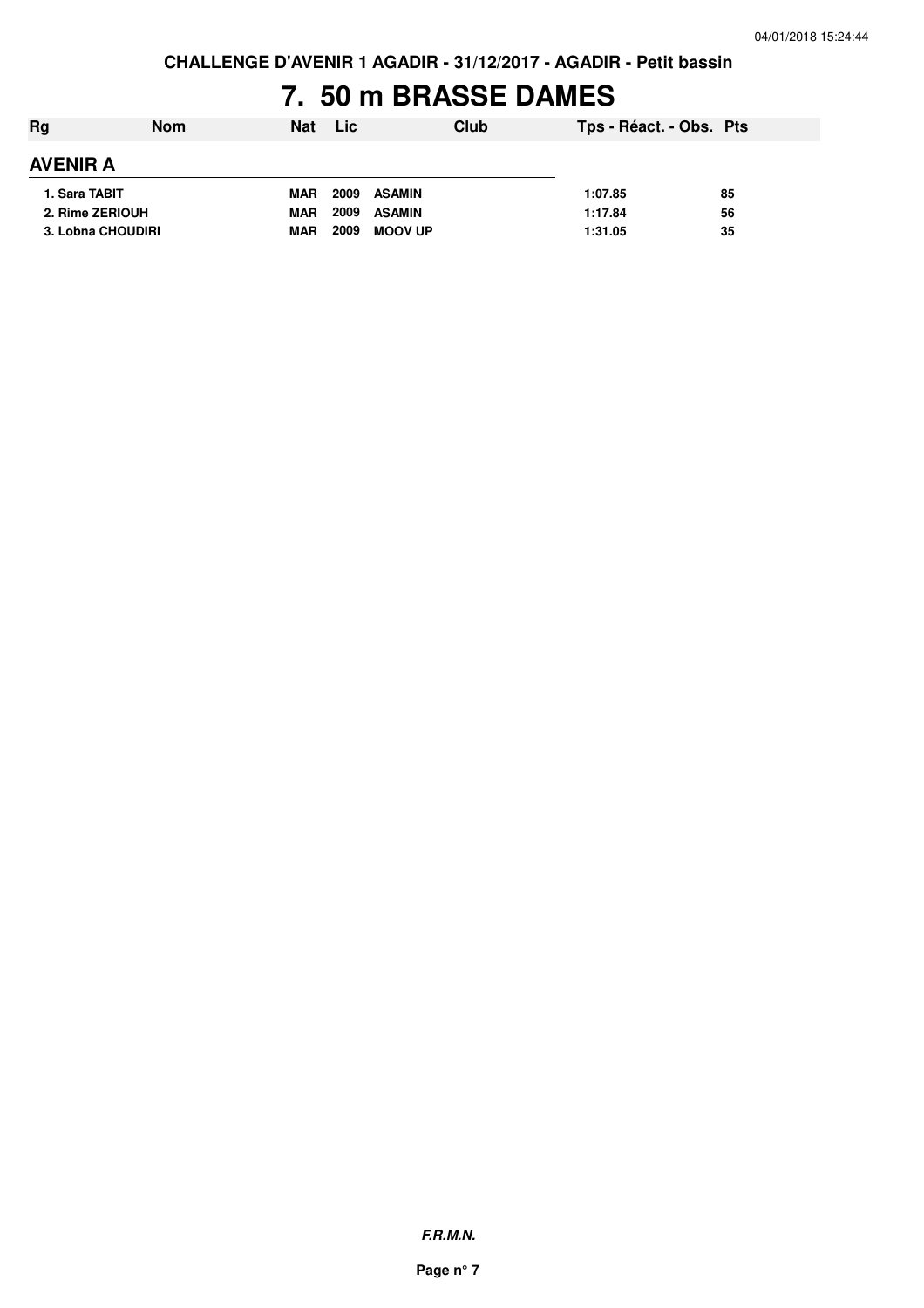**CHALLENGE D'AVENIR 1 AGADIR - 31/12/2017 - AGADIR - Petit bassin**

# 7. 50 m BRASSE DAMES

## AVENIR A

| Rg | Nom | Nat | Lic | Club | Tps - Réact. - Obs. | Pts |
|---|---|---|---|---|---|---|
| 1. | Sara TABIT | MAR | 2009 | ASAMIN | 1:07.85 | 85 |
| 2. | Rime ZERIOUH | MAR | 2009 | ASAMIN | 1:17.84 | 56 |
| 3. | Lobna CHOUDIRI | MAR | 2009 | MOOV UP | 1:31.05 | 35 |

***F.R.M.N.***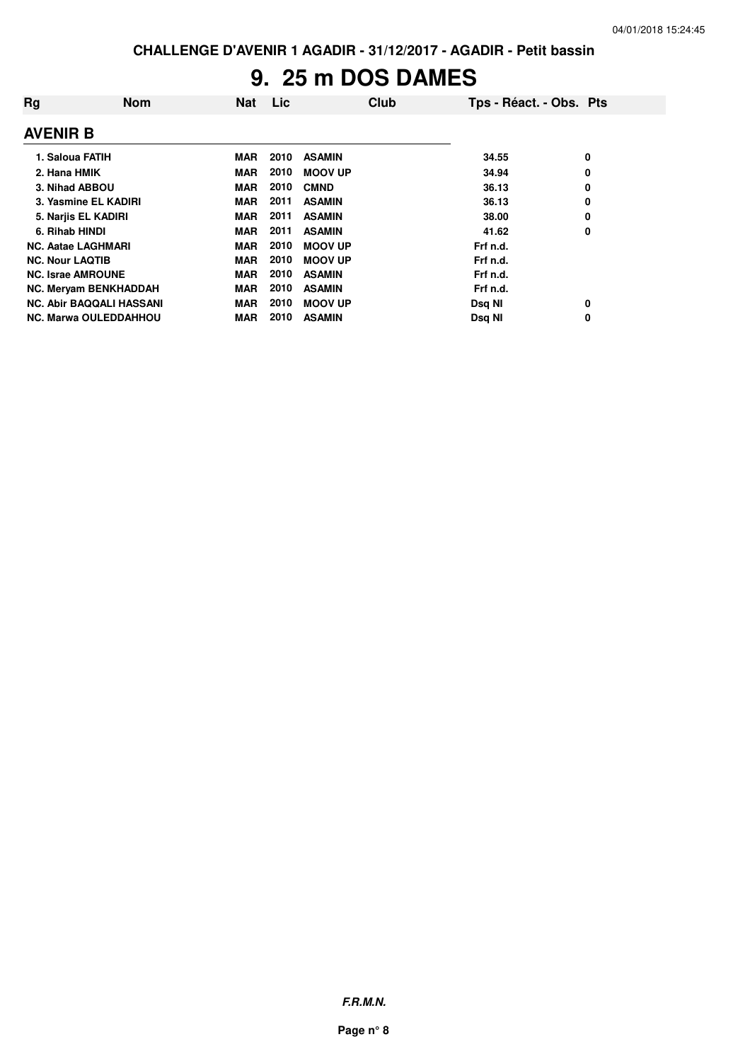CHALLENGE D'AVENIR 1 AGADIR - 31/12/2017 - AGADIR - Petit bassin

# 9. 25 m DOS DAMES

| Rg | Nom | Nat | Lic | Club | Tps - Réact. - Obs. | Pts |
|---|---|---|---|---|---|---|
| **AVENIR B** | | | | | | |
| 1. | Saloua FATIH | MAR | 2010 | ASAMIN | 34.55 | 0 |
| 2. | Hana HMIK | MAR | 2010 | MOOV UP | 34.94 | 0 |
| 3. | Nihad ABBOU | MAR | 2010 | CMND | 36.13 | 0 |
| 3. | Yasmine EL KADIRI | MAR | 2011 | ASAMIN | 36.13 | 0 |
| 5. | Narjis EL KADIRI | MAR | 2011 | ASAMIN | 38.00 | 0 |
| 6. | Rihab HINDI | MAR | 2011 | ASAMIN | 41.62 | 0 |
| NC. | Aatae LAGHMARI | MAR | 2010 | MOOV UP | Frf n.d. | |
| NC. | Nour LAQTIB | MAR | 2010 | MOOV UP | Frf n.d. | |
| NC. | Israe AMROUNE | MAR | 2010 | ASAMIN | Frf n.d. | |
| NC. | Meryam BENKHADDAH | MAR | 2010 | ASAMIN | Frf n.d. | |
| NC. | Abir BAQQALI HASSANI | MAR | 2010 | MOOV UP | Dsq NI | 0 |
| NC. | Marwa OULEDDAHHOU | MAR | 2010 | ASAMIN | Dsq NI | 0 |

*F.R.M.N.*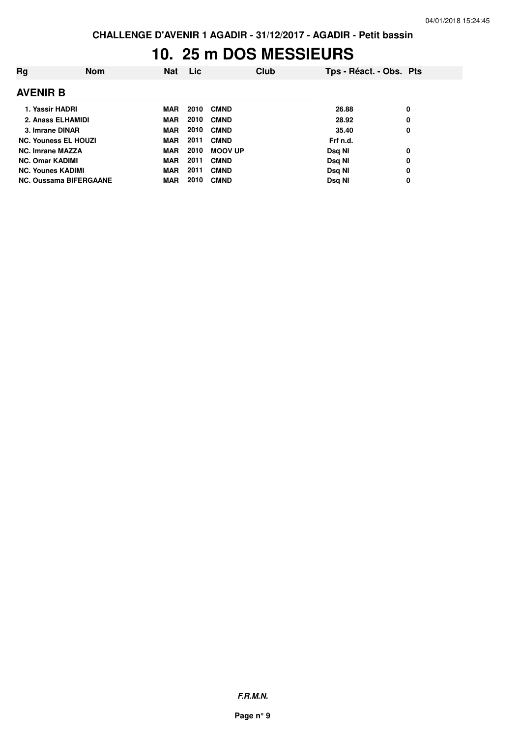# 10. 25 m DOS MESSIEURS

| Rg | Nom | Nat | Lic | Club | Tps - Réact. - Obs. | Pts |
|---|---|---|---|---|---|---|
| **AVENIR B** | | | | | | |
| 1. | Yassir HADRI | MAR | 2010 | CMND | 26.88 | 0 |
| 2. | Anass ELHAMIDI | MAR | 2010 | CMND | 28.92 | 0 |
| 3. | Imrane DINAR | MAR | 2010 | CMND | 35.40 | 0 |
| NC. | Youness EL HOUZI | MAR | 2011 | CMND | Frf n.d. | |
| NC. | Imrane MAZZA | MAR | 2010 | MOOV UP | Dsq NI | 0 |
| NC. | Omar KADIMI | MAR | 2011 | CMND | Dsq NI | 0 |
| NC. | Younes KADIMI | MAR | 2011 | CMND | Dsq NI | 0 |
| NC. | Oussama BIFERGAANE | MAR | 2010 | CMND | Dsq NI | 0 |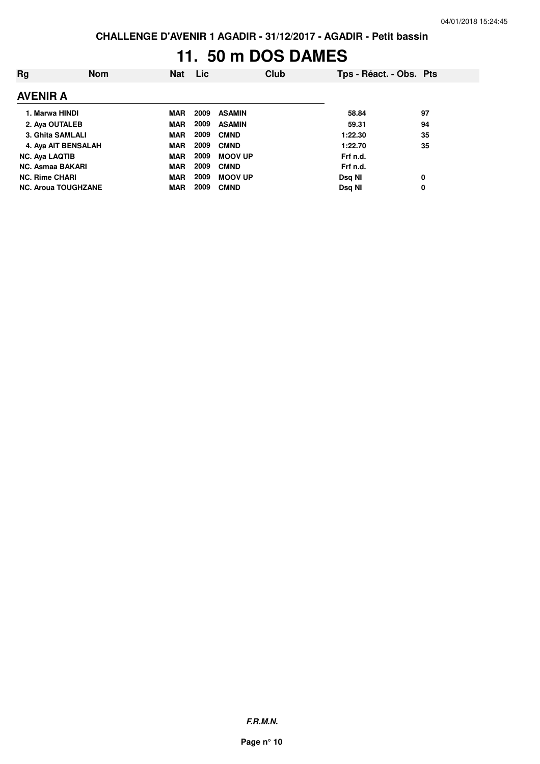**CHALLENGE D'AVENIR 1 AGADIR - 31/12/2017 - AGADIR - Petit bassin**

# 11. 50 m DOS DAMES

| Rg | Nom | Nat | Lic | Club | Tps - Réact. - Obs. | Pts |
|---|---|---|---|---|---|---|
| **AVENIR A** | | | | | | |
| 1. Marwa HINDI | | MAR | 2009 | ASAMIN | 58.84 | 97 |
| 2. Aya OUTALEB | | MAR | 2009 | ASAMIN | 59.31 | 94 |
| 3. Ghita SAMLALI | | MAR | 2009 | CMND | 1:22.30 | 35 |
| 4. Aya AIT BENSALAH | | MAR | 2009 | CMND | 1:22.70 | 35 |
| NC. Aya LAQTIB | | MAR | 2009 | MOOV UP | Frf n.d. | |
| NC. Asmaa BAKARI | | MAR | 2009 | CMND | Frf n.d. | |
| NC. Rime CHARI | | MAR | 2009 | MOOV UP | Dsq NI | 0 |
| NC. Aroua TOUGHZANE | | MAR | 2009 | CMND | Dsq NI | 0 |

***F.R.M.N.***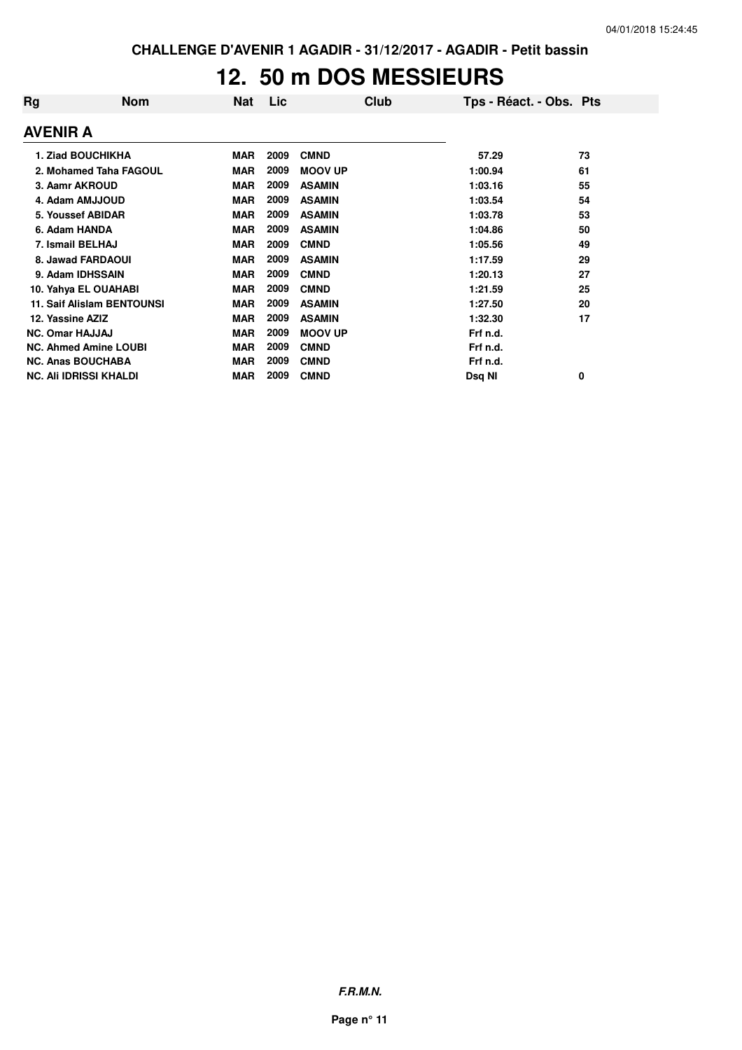CHALLENGE D'AVENIR 1 AGADIR - 31/12/2017 - AGADIR - Petit bassin

# 12. 50 m DOS MESSIEURS

| Rg | Nom | Nat | Lic | Club | Tps - Réact. - Obs. | Pts |
|---|---|---|---|---|---|---|
| **AVENIR A** | | | | | | |
| 1. | Ziad BOUCHIKHA | MAR | 2009 | CMND | 57.29 | 73 |
| 2. | Mohamed Taha FAGOUL | MAR | 2009 | MOOV UP | 1:00.94 | 61 |
| 3. | Aamr AKROUD | MAR | 2009 | ASAMIN | 1:03.16 | 55 |
| 4. | Adam AMJJOUD | MAR | 2009 | ASAMIN | 1:03.54 | 54 |
| 5. | Youssef ABIDAR | MAR | 2009 | ASAMIN | 1:03.78 | 53 |
| 6. | Adam HANDA | MAR | 2009 | ASAMIN | 1:04.86 | 50 |
| 7. | Ismail BELHAJ | MAR | 2009 | CMND | 1:05.56 | 49 |
| 8. | Jawad FARDAOUI | MAR | 2009 | ASAMIN | 1:17.59 | 29 |
| 9. | Adam IDHSSAIN | MAR | 2009 | CMND | 1:20.13 | 27 |
| 10. | Yahya EL OUAHABI | MAR | 2009 | CMND | 1:21.59 | 25 |
| 11. | Saif Alislam BENTOUNSI | MAR | 2009 | ASAMIN | 1:27.50 | 20 |
| 12. | Yassine AZIZ | MAR | 2009 | ASAMIN | 1:32.30 | 17 |
| NC. | Omar HAJJAJ | MAR | 2009 | MOOV UP | Frf n.d. | |
| NC. | Ahmed Amine LOUBI | MAR | 2009 | CMND | Frf n.d. | |
| NC. | Anas BOUCHABA | MAR | 2009 | CMND | Frf n.d. | |
| NC. | Ali IDRISSI KHALDI | MAR | 2009 | CMND | Dsq NI | 0 |

***F.R.M.N.***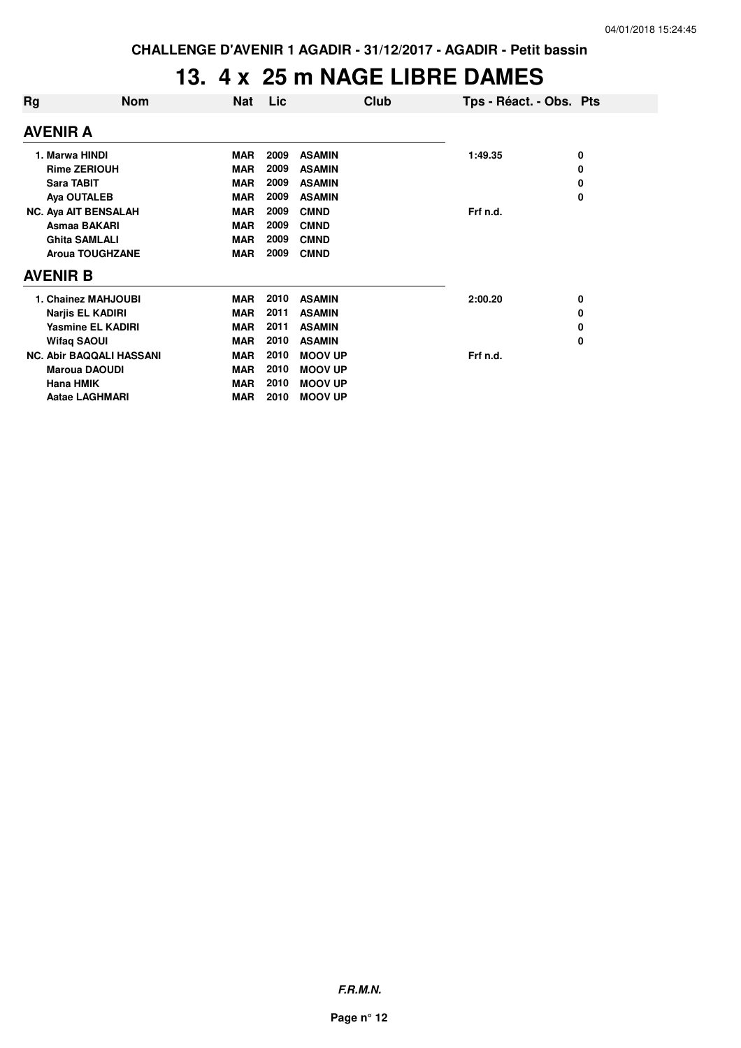# 13. 4 x 25 m NAGE LIBRE DAMES

| Rg | Nom | Nat | Lic | Club | Tps - Réact. - Obs. | Pts |
|---|---|---|---|---|---|---|
| **AVENIR A** | | | | | | |
| 1. | Marwa HINDI | MAR | 2009 | ASAMIN | 1:49.35 | 0 |
| | Rime ZERIOUH | MAR | 2009 | ASAMIN | | 0 |
| | Sara TABIT | MAR | 2009 | ASAMIN | | 0 |
| | Aya OUTALEB | MAR | 2009 | ASAMIN | | 0 |
| NC. | Aya AIT BENSALAH | MAR | 2009 | CMND | Frf n.d. | |
| | Asmaa BAKARI | MAR | 2009 | CMND | | |
| | Ghita SAMLALI | MAR | 2009 | CMND | | |
| | Aroua TOUGHZANE | MAR | 2009 | CMND | | |
| **AVENIR B** | | | | | | |
| 1. | Chainez MAHJOUBI | MAR | 2010 | ASAMIN | 2:00.20 | 0 |
| | Narjis EL KADIRI | MAR | 2011 | ASAMIN | | 0 |
| | Yasmine EL KADIRI | MAR | 2011 | ASAMIN | | 0 |
| | Wifaq SAOUI | MAR | 2010 | ASAMIN | | 0 |
| NC. | Abir BAQQALI HASSANI | MAR | 2010 | MOOV UP | Frf n.d. | |
| | Maroua DAOUDI | MAR | 2010 | MOOV UP | | |
| | Hana HMIK | MAR | 2010 | MOOV UP | | |
| | Aatae LAGHMARI | MAR | 2010 | MOOV UP | | |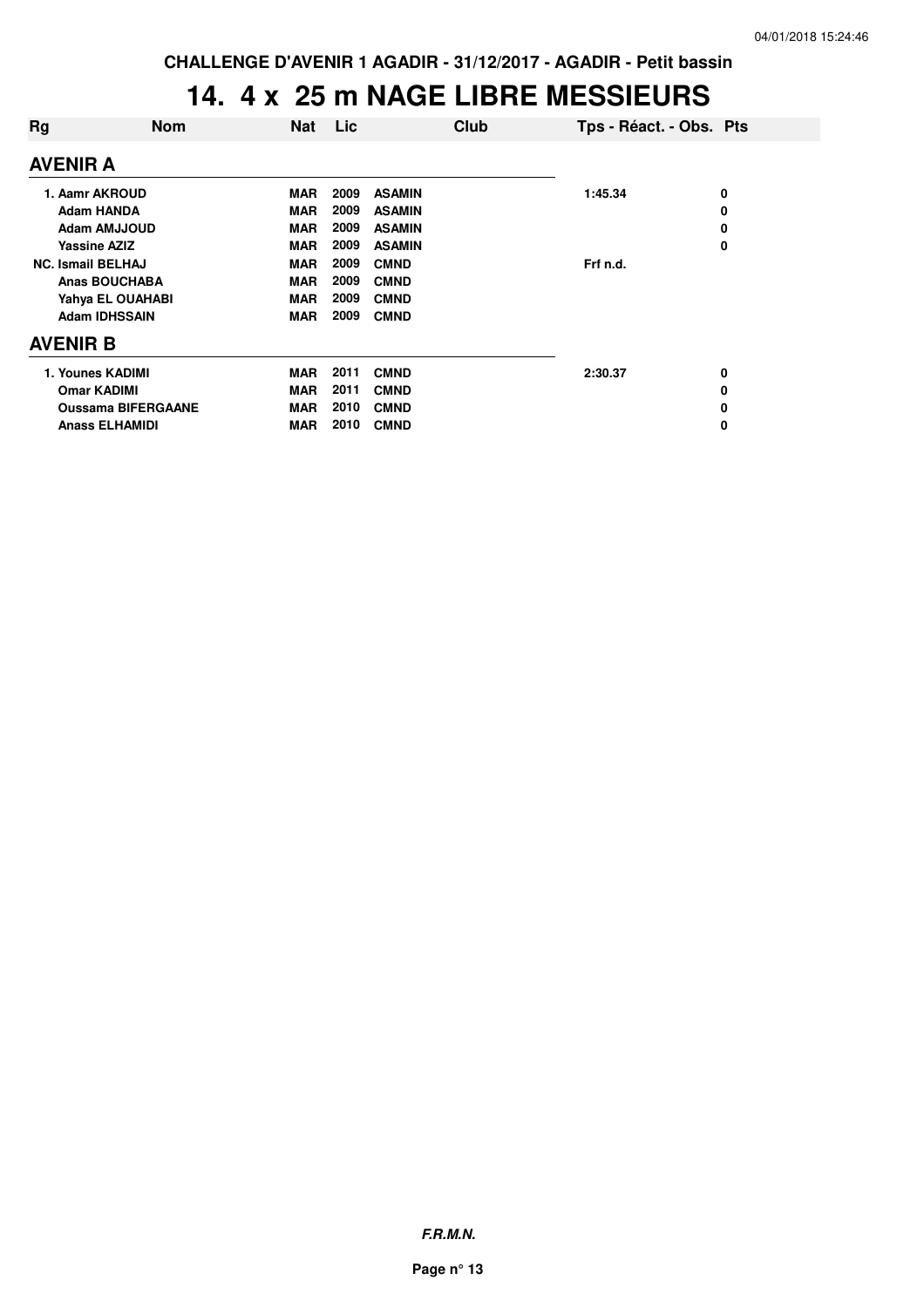CHALLENGE D'AVENIR 1 AGADIR - 31/12/2017 - AGADIR - Petit bassin

# 14. 4 x 25 m NAGE LIBRE MESSIEURS

| Rg | Nom | Nat | Lic | Club | Tps - Réact. - Obs. | Pts |
|---|---|---|---|---|---|---|
| **AVENIR A** | | | | | | |
| 1. | Aamr AKROUD | MAR | 2009 | ASAMIN | 1:45.34 | 0 |
| | Adam HANDA | MAR | 2009 | ASAMIN | | 0 |
| | Adam AMJJOUD | MAR | 2009 | ASAMIN | | 0 |
| | Yassine AZIZ | MAR | 2009 | ASAMIN | | 0 |
| NC. | Ismail BELHAJ | MAR | 2009 | CMND | Frf n.d. | |
| | Anas BOUCHABA | MAR | 2009 | CMND | | |
| | Yahya EL OUAHABI | MAR | 2009 | CMND | | |
| | Adam IDHSSAIN | MAR | 2009 | CMND | | |
| **AVENIR B** | | | | | | |
| 1. | Younes KADIMI | MAR | 2011 | CMND | 2:30.37 | 0 |
| | Omar KADIMI | MAR | 2011 | CMND | | 0 |
| | Oussama BIFERGAANE | MAR | 2010 | CMND | | 0 |
| | Anass ELHAMIDI | MAR | 2010 | CMND | | 0 |

***F.R.M.N.***